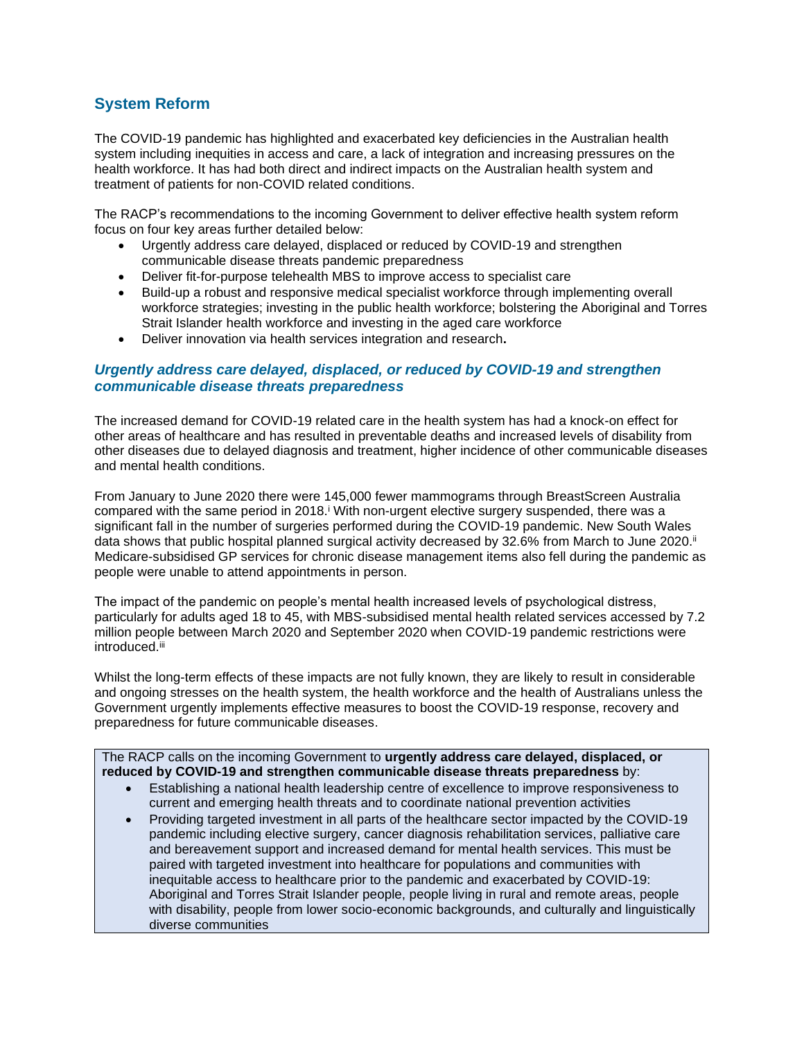## System Reform

The COVID-19 pandemic has highlighted and exacerbated key deficiencies in the Australian health system including inequities in access and care, a lack of integration and increasing pressures on the health workforce. It has had both direct and indirect impacts on the Australian health system and treatment of patients for non-COVID related conditions.

The RACP's recommendations to the incoming Government to deliver effective health system reform focus on four key areas further detailed below:

- Urgently address care delayed, displaced or reduced by COVID-19 and strengthen communicable disease threats pandemic preparedness
- Deliver fit-for-purpose telehealth MBS to improve access to specialist care
- Build-up a robust and responsive medical specialist workforce through implementing overall workforce strategies; investing in the public health workforce; bolstering the Aboriginal and Torres Strait Islander health workforce and investing in the aged care workforce
- Deliver innovation via health services integration and research**.**

### *Urgently address care delayed, displaced, or reduced by COVID-19 and strengthen communicable disease threats preparedness*

The increased demand for COVID-19 related care in the health system has had a knock-on effect for other areas of healthcare and has resulted in preventable deaths and increased levels of disability from other diseases due to delayed diagnosis and treatment, higher incidence of other communicable diseases and mental health conditions.

From January to June 2020 there were 145,000 fewer mammograms through BreastScreen Australia compared with the same period in 2018.[i] With non-urgent elective surgery suspended, there was a significant fall in the number of surgeries performed during the COVID-19 pandemic. New South Wales data shows that public hospital planned surgical activity decreased by 32.6% from March to June 2020.[ii] Medicare-subsidised GP services for chronic disease management items also fell during the pandemic as people were unable to attend appointments in person.

The impact of the pandemic on people's mental health increased levels of psychological distress, particularly for adults aged 18 to 45, with MBS-subsidised mental health related services accessed by 7.2 million people between March 2020 and September 2020 when COVID-19 pandemic restrictions were introduced.[iii]

Whilst the long-term effects of these impacts are not fully known, they are likely to result in considerable and ongoing stresses on the health system, the health workforce and the health of Australians unless the Government urgently implements effective measures to boost the COVID-19 response, recovery and preparedness for future communicable diseases.

The RACP calls on the incoming Government to **urgently address care delayed, displaced, or reduced by COVID-19 and strengthen communicable disease threats preparedness** by:

- Establishing a national health leadership centre of excellence to improve responsiveness to current and emerging health threats and to coordinate national prevention activities
- Providing targeted investment in all parts of the healthcare sector impacted by the COVID-19 pandemic including elective surgery, cancer diagnosis rehabilitation services, palliative care and bereavement support and increased demand for mental health services. This must be paired with targeted investment into healthcare for populations and communities with inequitable access to healthcare prior to the pandemic and exacerbated by COVID-19: Aboriginal and Torres Strait Islander people, people living in rural and remote areas, people with disability, people from lower socio-economic backgrounds, and culturally and linguistically diverse communities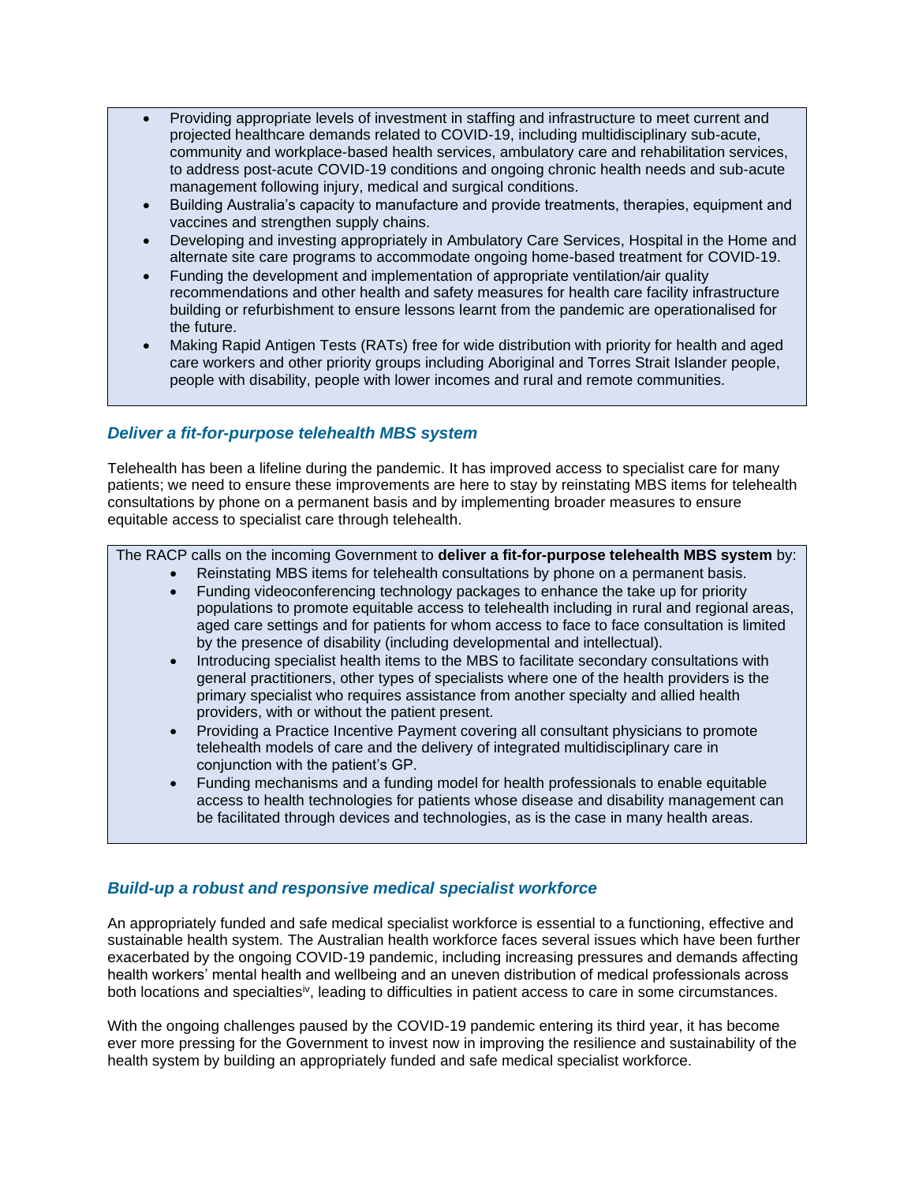- Providing appropriate levels of investment in staffing and infrastructure to meet current and projected healthcare demands related to COVID-19, including multidisciplinary sub-acute, community and workplace-based health services, ambulatory care and rehabilitation services, to address post-acute COVID-19 conditions and ongoing chronic health needs and sub-acute management following injury, medical and surgical conditions.
- Building Australia's capacity to manufacture and provide treatments, therapies, equipment and vaccines and strengthen supply chains.
- Developing and investing appropriately in Ambulatory Care Services, Hospital in the Home and alternate site care programs to accommodate ongoing home-based treatment for COVID-19.
- Funding the development and implementation of appropriate ventilation/air quality recommendations and other health and safety measures for health care facility infrastructure building or refurbishment to ensure lessons learnt from the pandemic are operationalised for the future.
- Making Rapid Antigen Tests (RATs) free for wide distribution with priority for health and aged care workers and other priority groups including Aboriginal and Torres Strait Islander people, people with disability, people with lower incomes and rural and remote communities.

### *Deliver a fit-for-purpose telehealth MBS system*

Telehealth has been a lifeline during the pandemic. It has improved access to specialist care for many patients; we need to ensure these improvements are here to stay by reinstating MBS items for telehealth consultations by phone on a permanent basis and by implementing broader measures to ensure equitable access to specialist care through telehealth.

The RACP calls on the incoming Government to **deliver a fit-for-purpose telehealth MBS system** by:

- Reinstating MBS items for telehealth consultations by phone on a permanent basis.
- Funding videoconferencing technology packages to enhance the take up for priority populations to promote equitable access to telehealth including in rural and regional areas, aged care settings and for patients for whom access to face to face consultation is limited by the presence of disability (including developmental and intellectual).
- Introducing specialist health items to the MBS to facilitate secondary consultations with general practitioners, other types of specialists where one of the health providers is the primary specialist who requires assistance from another specialty and allied health providers, with or without the patient present.
- Providing a Practice Incentive Payment covering all consultant physicians to promote telehealth models of care and the delivery of integrated multidisciplinary care in conjunction with the patient's GP.
- Funding mechanisms and a funding model for health professionals to enable equitable access to health technologies for patients whose disease and disability management can be facilitated through devices and technologies, as is the case in many health areas.

### *Build-up a robust and responsive medical specialist workforce*

An appropriately funded and safe medical specialist workforce is essential to a functioning, effective and sustainable health system. The Australian health workforce faces several issues which have been further exacerbated by the ongoing COVID-19 pandemic, including increasing pressures and demands affecting health workers' mental health and wellbeing and an uneven distribution of medical professionals across both locations and specialties[iv], leading to difficulties in patient access to care in some circumstances.

With the ongoing challenges paused by the COVID-19 pandemic entering its third year, it has become ever more pressing for the Government to invest now in improving the resilience and sustainability of the health system by building an appropriately funded and safe medical specialist workforce.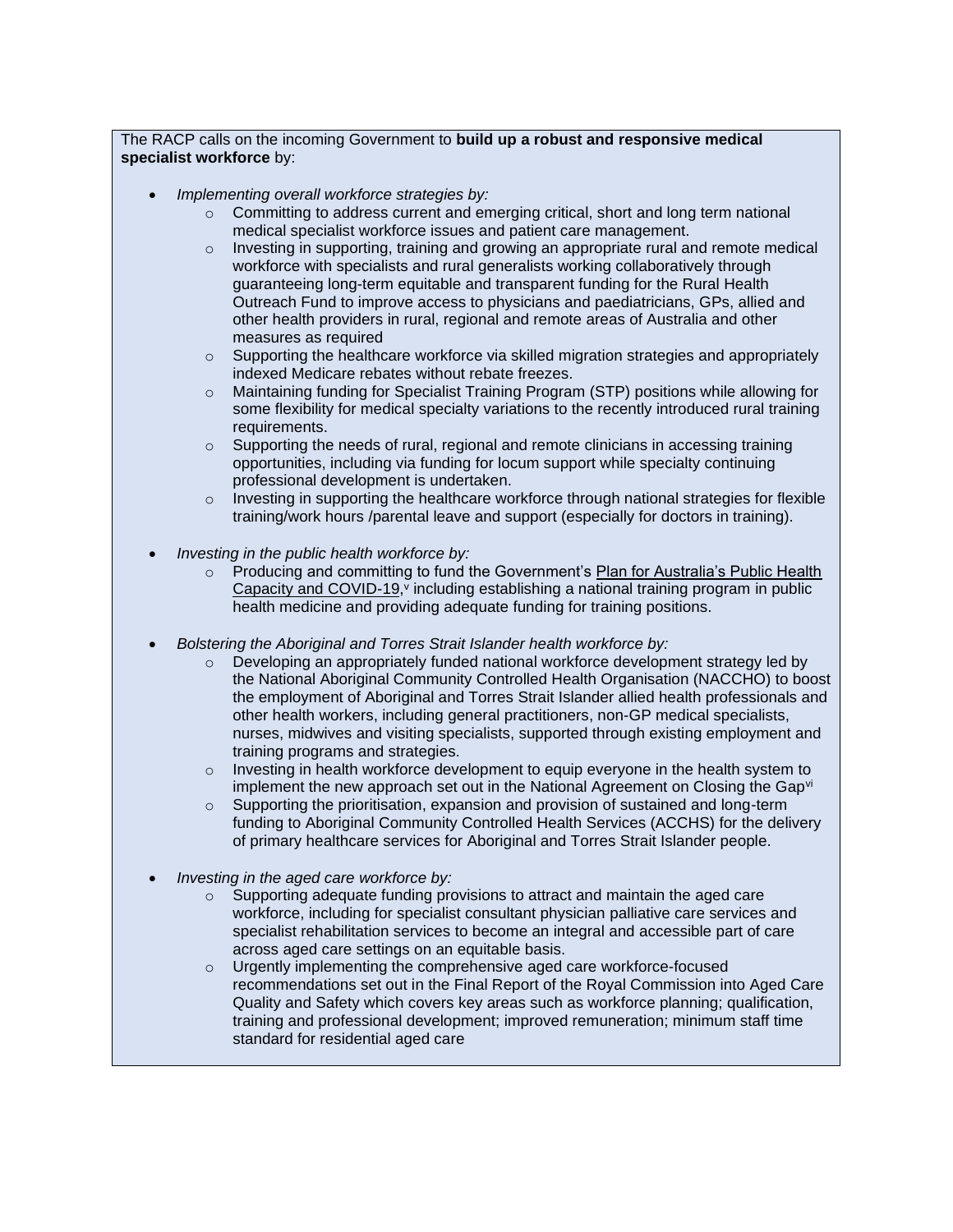The RACP calls on the incoming Government to **build up a robust and responsive medical specialist workforce** by:

- *Implementing overall workforce strategies by:*
  - Committing to address current and emerging critical, short and long term national medical specialist workforce issues and patient care management.
  - Investing in supporting, training and growing an appropriate rural and remote medical workforce with specialists and rural generalists working collaboratively through guaranteeing long-term equitable and transparent funding for the Rural Health Outreach Fund to improve access to physicians and paediatricians, GPs, allied and other health providers in rural, regional and remote areas of Australia and other measures as required
  - Supporting the healthcare workforce via skilled migration strategies and appropriately indexed Medicare rebates without rebate freezes.
  - Maintaining funding for Specialist Training Program (STP) positions while allowing for some flexibility for medical specialty variations to the recently introduced rural training requirements.
  - Supporting the needs of rural, regional and remote clinicians in accessing training opportunities, including via funding for locum support while specialty continuing professional development is undertaken.
  - Investing in supporting the healthcare workforce through national strategies for flexible training/work hours /parental leave and support (especially for doctors in training).

- *Investing in the public health workforce by:*
  - Producing and committing to fund the Government's Plan for Australia's Public Health Capacity and COVID-19,[v] including establishing a national training program in public health medicine and providing adequate funding for training positions.

- *Bolstering the Aboriginal and Torres Strait Islander health workforce by:*
  - Developing an appropriately funded national workforce development strategy led by the National Aboriginal Community Controlled Health Organisation (NACCHO) to boost the employment of Aboriginal and Torres Strait Islander allied health professionals and other health workers, including general practitioners, non-GP medical specialists, nurses, midwives and visiting specialists, supported through existing employment and training programs and strategies.
  - Investing in health workforce development to equip everyone in the health system to implement the new approach set out in the National Agreement on Closing the Gap[vi]
  - Supporting the prioritisation, expansion and provision of sustained and long-term funding to Aboriginal Community Controlled Health Services (ACCHS) for the delivery of primary healthcare services for Aboriginal and Torres Strait Islander people.

- *Investing in the aged care workforce by:*
  - Supporting adequate funding provisions to attract and maintain the aged care workforce, including for specialist consultant physician palliative care services and specialist rehabilitation services to become an integral and accessible part of care across aged care settings on an equitable basis.
  - Urgently implementing the comprehensive aged care workforce-focused recommendations set out in the Final Report of the Royal Commission into Aged Care Quality and Safety which covers key areas such as workforce planning; qualification, training and professional development; improved remuneration; minimum staff time standard for residential aged care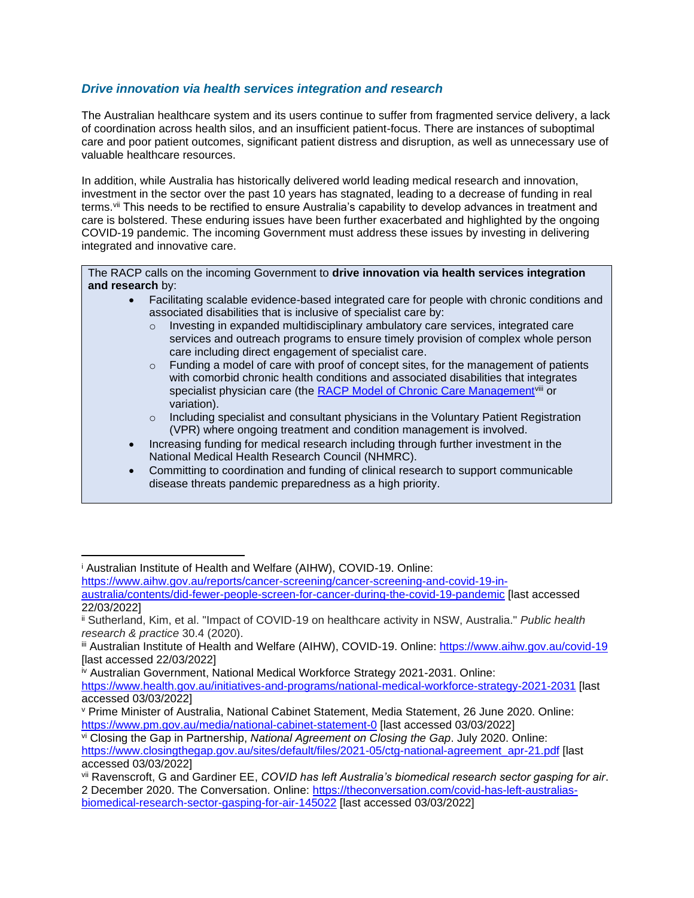### *Drive innovation via health services integration and research*

The Australian healthcare system and its users continue to suffer from fragmented service delivery, a lack of coordination across health silos, and an insufficient patient-focus. There are instances of suboptimal care and poor patient outcomes, significant patient distress and disruption, as well as unnecessary use of valuable healthcare resources.

In addition, while Australia has historically delivered world leading medical research and innovation, investment in the sector over the past 10 years has stagnated, leading to a decrease of funding in real terms.[vii] This needs to be rectified to ensure Australia's capability to develop advances in treatment and care is bolstered. These enduring issues have been further exacerbated and highlighted by the ongoing COVID-19 pandemic. The incoming Government must address these issues by investing in delivering integrated and innovative care.

> The RACP calls on the incoming Government to **drive innovation via health services integration and research** by:
>
> - Facilitating scalable evidence-based integrated care for people with chronic conditions and associated disabilities that is inclusive of specialist care by:
>   - Investing in expanded multidisciplinary ambulatory care services, integrated care services and outreach programs to ensure timely provision of complex whole person care including direct engagement of specialist care.
>   - Funding a model of care with proof of concept sites, for the management of patients with comorbid chronic health conditions and associated disabilities that integrates specialist physician care (the RACP Model of Chronic Care Management[viii] or variation).
>   - Including specialist and consultant physicians in the Voluntary Patient Registration (VPR) where ongoing treatment and condition management is involved.
> - Increasing funding for medical research including through further investment in the National Medical Health Research Council (NHMRC).
> - Committing to coordination and funding of clinical research to support communicable disease threats pandemic preparedness as a high priority.

---

[i] Australian Institute of Health and Welfare (AIHW), COVID-19. Online: https://www.aihw.gov.au/reports/cancer-screening/cancer-screening-and-covid-19-in-australia/contents/did-fewer-people-screen-for-cancer-during-the-covid-19-pandemic [last accessed 22/03/2022]

[ii] Sutherland, Kim, et al. "Impact of COVID-19 on healthcare activity in NSW, Australia." *Public health research & practice* 30.4 (2020).

[iii] Australian Institute of Health and Welfare (AIHW), COVID-19. Online: https://www.aihw.gov.au/covid-19 [last accessed 22/03/2022]

[iv] Australian Government, National Medical Workforce Strategy 2021-2031. Online: https://www.health.gov.au/initiatives-and-programs/national-medical-workforce-strategy-2021-2031 [last accessed 03/03/2022]

[v] Prime Minister of Australia, National Cabinet Statement, Media Statement, 26 June 2020. Online: https://www.pm.gov.au/media/national-cabinet-statement-0 [last accessed 03/03/2022]

[vi] Closing the Gap in Partnership, *National Agreement on Closing the Gap*. July 2020. Online: https://www.closingthegap.gov.au/sites/default/files/2021-05/ctg-national-agreement_apr-21.pdf [last accessed 03/03/2022]

[vii] Ravenscroft, G and Gardiner EE, *COVID has left Australia's biomedical research sector gasping for air*. 2 December 2020. The Conversation. Online: https://theconversation.com/covid-has-left-australias-biomedical-research-sector-gasping-for-air-145022 [last accessed 03/03/2022]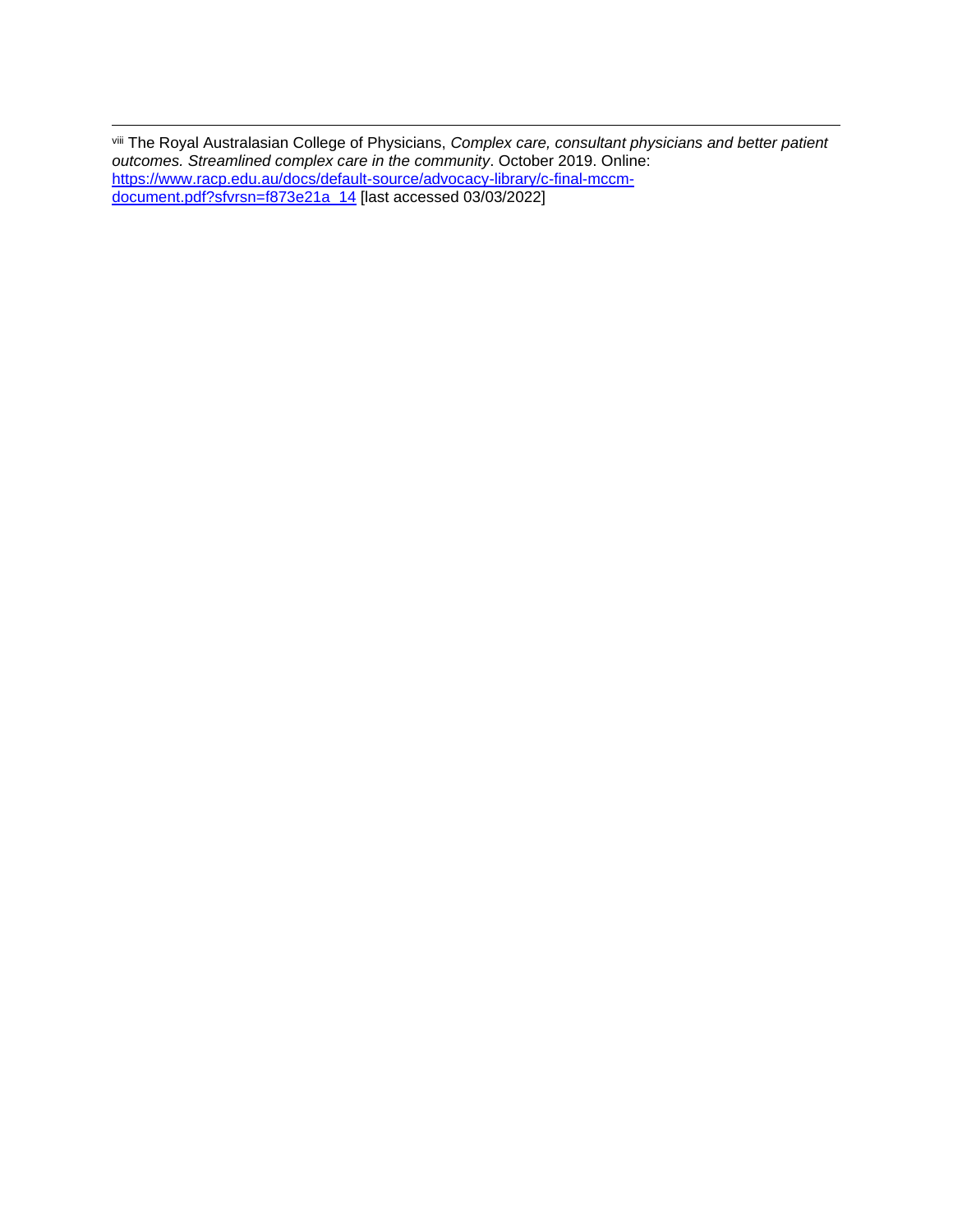---

[viii] The Royal Australasian College of Physicians, *Complex care, consultant physicians and better patient outcomes. Streamlined complex care in the community*. October 2019. Online: https://www.racp.edu.au/docs/default-source/advocacy-library/c-final-mccm-document.pdf?sfvrsn=f873e21a_14 [last accessed 03/03/2022]